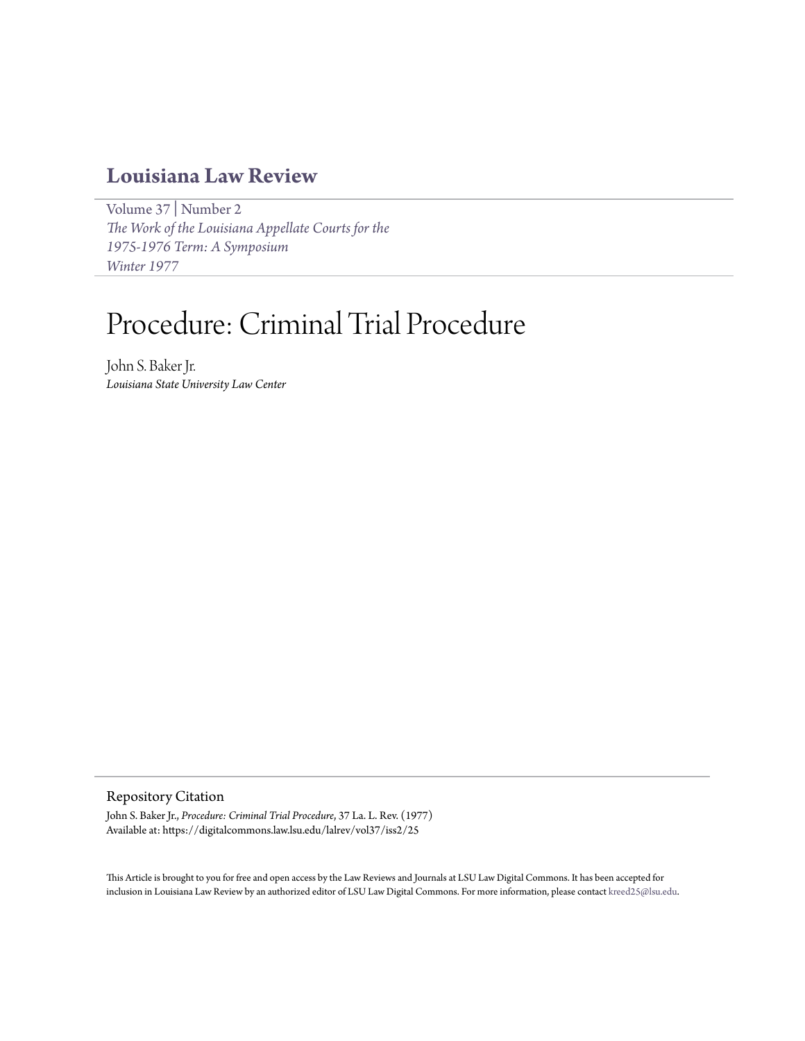# Louisiana Law Review

Volume 37 | Number 2
*The Work of the Louisiana Appellate Courts for the 1975-1976 Term: A Symposium*
*Winter 1977*

# Procedure: Criminal Trial Procedure

John S. Baker Jr.
*Louisiana State University Law Center*

## Repository Citation

John S. Baker Jr., *Procedure: Criminal Trial Procedure*, 37 La. L. Rev. (1977)
Available at: https://digitalcommons.law.lsu.edu/lalrev/vol37/iss2/25

This Article is brought to you for free and open access by the Law Reviews and Journals at LSU Law Digital Commons. It has been accepted for inclusion in Louisiana Law Review by an authorized editor of LSU Law Digital Commons. For more information, please contact kreed25@lsu.edu.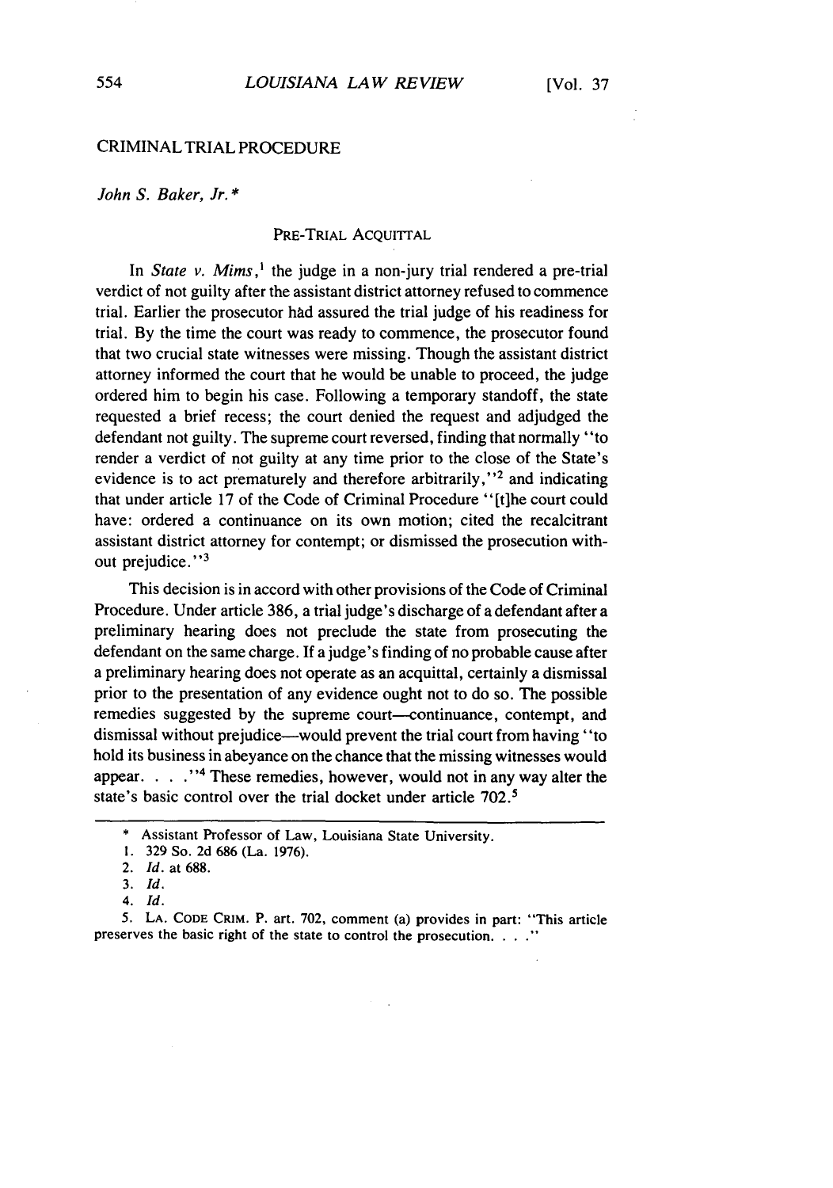## CRIMINAL TRIAL PROCEDURE

*John S. Baker, Jr.* *

### PRE-TRIAL ACQUITTAL

In *State v. Mims*,[1] the judge in a non-jury trial rendered a pre-trial verdict of not guilty after the assistant district attorney refused to commence trial. Earlier the prosecutor had assured the trial judge of his readiness for trial. By the time the court was ready to commence, the prosecutor found that two crucial state witnesses were missing. Though the assistant district attorney informed the court that he would be unable to proceed, the judge ordered him to begin his case. Following a temporary standoff, the state requested a brief recess; the court denied the request and adjudged the defendant not guilty. The supreme court reversed, finding that normally "to render a verdict of not guilty at any time prior to the close of the State's evidence is to act prematurely and therefore arbitrarily,"[2] and indicating that under article 17 of the Code of Criminal Procedure "[t]he court could have: ordered a continuance on its own motion; cited the recalcitrant assistant district attorney for contempt; or dismissed the prosecution without prejudice."[3]

This decision is in accord with other provisions of the Code of Criminal Procedure. Under article 386, a trial judge's discharge of a defendant after a preliminary hearing does not preclude the state from prosecuting the defendant on the same charge. If a judge's finding of no probable cause after a preliminary hearing does not operate as an acquittal, certainly a dismissal prior to the presentation of any evidence ought not to do so. The possible remedies suggested by the supreme court—continuance, contempt, and dismissal without prejudice—would prevent the trial court from having "to hold its business in abeyance on the chance that the missing witnesses would appear. . . ."[4] These remedies, however, would not in any way alter the state's basic control over the trial docket under article 702.[5]

---

\* Assistant Professor of Law, Louisiana State University.

1. 329 So. 2d 686 (La. 1976).

2. *Id.* at 688.

3. *Id.*

4. *Id.*

5. LA. CODE CRIM. P. art. 702, comment (a) provides in part: "This article preserves the basic right of the state to control the prosecution. . . ."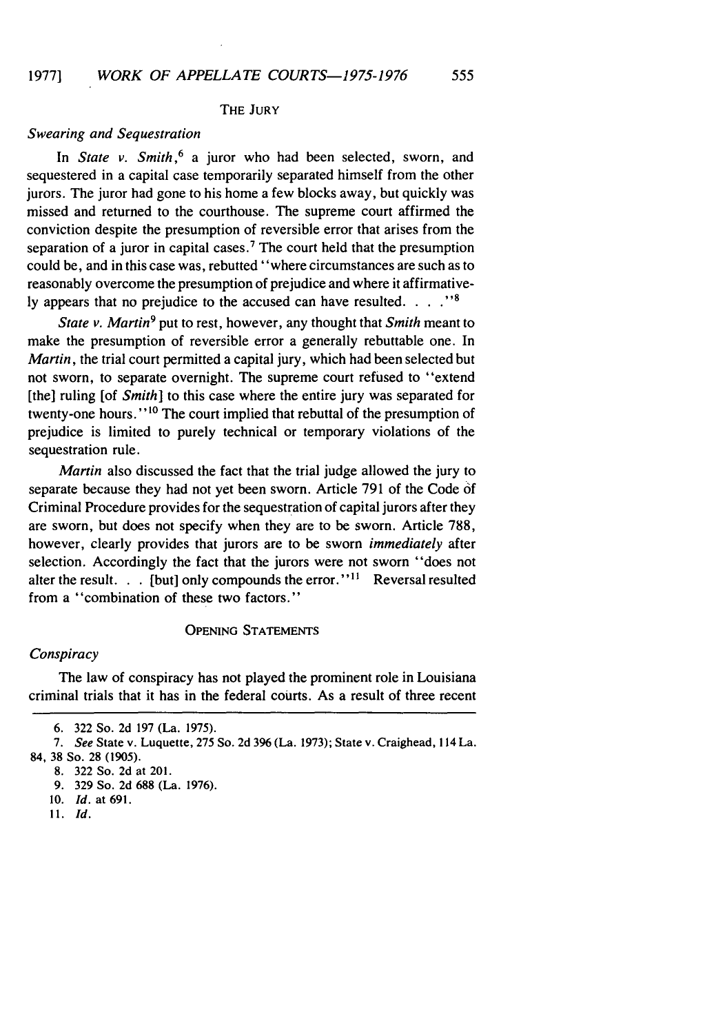## THE JURY

### *Swearing and Sequestration*

In *State v. Smith*,[6] a juror who had been selected, sworn, and sequestered in a capital case temporarily separated himself from the other jurors. The juror had gone to his home a few blocks away, but quickly was missed and returned to the courthouse. The supreme court affirmed the conviction despite the presumption of reversible error that arises from the separation of a juror in capital cases.[7] The court held that the presumption could be, and in this case was, rebutted "where circumstances are such as to reasonably overcome the presumption of prejudice and where it affirmatively appears that no prejudice to the accused can have resulted. . . ."[8]

*State v. Martin*[9] put to rest, however, any thought that *Smith* meant to make the presumption of reversible error a generally rebuttable one. In *Martin*, the trial court permitted a capital jury, which had been selected but not sworn, to separate overnight. The supreme court refused to "extend [the] ruling [of *Smith*] to this case where the entire jury was separated for twenty-one hours."[10] The court implied that rebuttal of the presumption of prejudice is limited to purely technical or temporary violations of the sequestration rule.

*Martin* also discussed the fact that the trial judge allowed the jury to separate because they had not yet been sworn. Article 791 of the Code of Criminal Procedure provides for the sequestration of capital jurors after they are sworn, but does not specify when they are to be sworn. Article 788, however, clearly provides that jurors are to be sworn *immediately* after selection. Accordingly the fact that the jurors were not sworn "does not alter the result. . . [but] only compounds the error."[11] Reversal resulted from a "combination of these two factors."

## OPENING STATEMENTS

### *Conspiracy*

The law of conspiracy has not played the prominent role in Louisiana criminal trials that it has in the federal courts. As a result of three recent

---

6. 322 So. 2d 197 (La. 1975).

7. *See* State v. Luquette, 275 So. 2d 396 (La. 1973); State v. Craighead, 114 La. 84, 38 So. 28 (1905).

8. 322 So. 2d at 201.

9. 329 So. 2d 688 (La. 1976).

10. *Id.* at 691.

11. *Id.*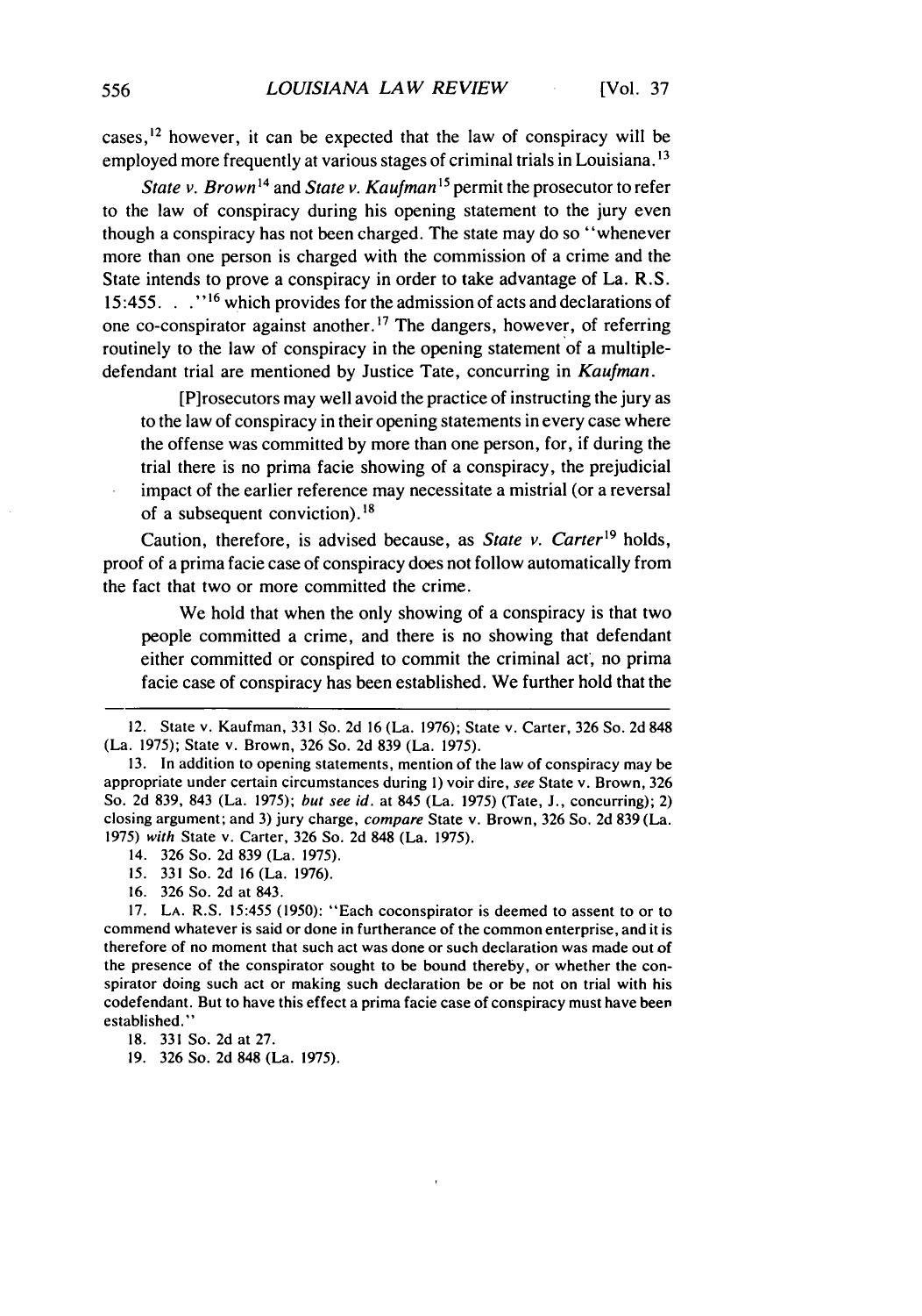cases,[12] however, it can be expected that the law of conspiracy will be employed more frequently at various stages of criminal trials in Louisiana.[13]

*State v. Brown*[14] and *State v. Kaufman*[15] permit the prosecutor to refer to the law of conspiracy during his opening statement to the jury even though a conspiracy has not been charged. The state may do so "whenever more than one person is charged with the commission of a crime and the State intends to prove a conspiracy in order to take advantage of La. R.S. 15:455. . ."[16] which provides for the admission of acts and declarations of one co-conspirator against another.[17] The dangers, however, of referring routinely to the law of conspiracy in the opening statement of a multiple-defendant trial are mentioned by Justice Tate, concurring in *Kaufman*.

> [P]rosecutors may well avoid the practice of instructing the jury as to the law of conspiracy in their opening statements in every case where the offense was committed by more than one person, for, if during the trial there is no prima facie showing of a conspiracy, the prejudicial impact of the earlier reference may necessitate a mistrial (or a reversal of a subsequent conviction).[18]

Caution, therefore, is advised because, as *State v. Carter*[19] holds, proof of a prima facie case of conspiracy does not follow automatically from the fact that two or more committed the crime.

> We hold that when the only showing of a conspiracy is that two people committed a crime, and there is no showing that defendant either committed or conspired to commit the criminal act, no prima facie case of conspiracy has been established. We further hold that the

---

12. State v. Kaufman, 331 So. 2d 16 (La. 1976); State v. Carter, 326 So. 2d 848 (La. 1975); State v. Brown, 326 So. 2d 839 (La. 1975).

13. In addition to opening statements, mention of the law of conspiracy may be appropriate under certain circumstances during 1) voir dire, *see* State v. Brown, 326 So. 2d 839, 843 (La. 1975); *but see id.* at 845 (La. 1975) (Tate, J., concurring); 2) closing argument; and 3) jury charge, *compare* State v. Brown, 326 So. 2d 839 (La. 1975) *with* State v. Carter, 326 So. 2d 848 (La. 1975).

14. 326 So. 2d 839 (La. 1975).

15. 331 So. 2d 16 (La. 1976).

16. 326 So. 2d at 843.

17. LA. R.S. 15:455 (1950): "Each coconspirator is deemed to assent to or to commend whatever is said or done in furtherance of the common enterprise, and it is therefore of no moment that such act was done or such declaration was made out of the presence of the conspirator sought to be bound thereby, or whether the conspirator doing such act or making such declaration be or be not on trial with his codefendant. But to have this effect a prima facie case of conspiracy must have been established."

18. 331 So. 2d at 27.

19. 326 So. 2d 848 (La. 1975).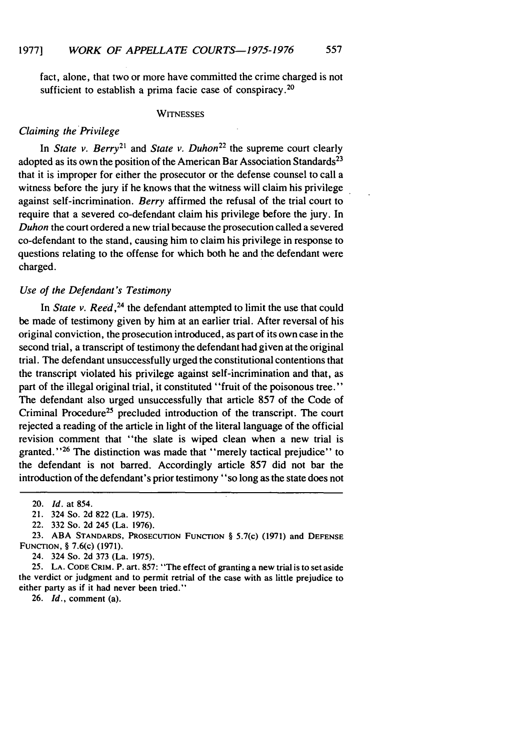fact, alone, that two or more have committed the crime charged is not sufficient to establish a prima facie case of conspiracy.[20]

## WITNESSES

### *Claiming the Privilege*

In *State v. Berry*[21] and *State v. Duhon*[22] the supreme court clearly adopted as its own the position of the American Bar Association Standards[23] that it is improper for either the prosecutor or the defense counsel to call a witness before the jury if he knows that the witness will claim his privilege against self-incrimination. *Berry* affirmed the refusal of the trial court to require that a severed co-defendant claim his privilege before the jury. In *Duhon* the court ordered a new trial because the prosecution called a severed co-defendant to the stand, causing him to claim his privilege in response to questions relating to the offense for which both he and the defendant were charged.

### *Use of the Defendant's Testimony*

In *State v. Reed*,[24] the defendant attempted to limit the use that could be made of testimony given by him at an earlier trial. After reversal of his original conviction, the prosecution introduced, as part of its own case in the second trial, a transcript of testimony the defendant had given at the original trial. The defendant unsuccessfully urged the constitutional contentions that the transcript violated his privilege against self-incrimination and that, as part of the illegal original trial, it constituted "fruit of the poisonous tree." The defendant also urged unsuccessfully that article 857 of the Code of Criminal Procedure[25] precluded introduction of the transcript. The court rejected a reading of the article in light of the literal language of the official revision comment that "the slate is wiped clean when a new trial is granted."[26] The distinction was made that "merely tactical prejudice" to the defendant is not barred. Accordingly article 857 did not bar the introduction of the defendant's prior testimony "so long as the state does not

---

20. *Id.* at 854.

21. 324 So. 2d 822 (La. 1975).

22. 332 So. 2d 245 (La. 1976).

23. ABA STANDARDS, PROSECUTION FUNCTION § 5.7(c) (1971) and DEFENSE FUNCTION, § 7.6(c) (1971).

24. 324 So. 2d 373 (La. 1975).

25. LA. CODE CRIM. P. art. 857: "The effect of granting a new trial is to set aside the verdict or judgment and to permit retrial of the case with as little prejudice to either party as if it had never been tried."

26. *Id.*, comment (a).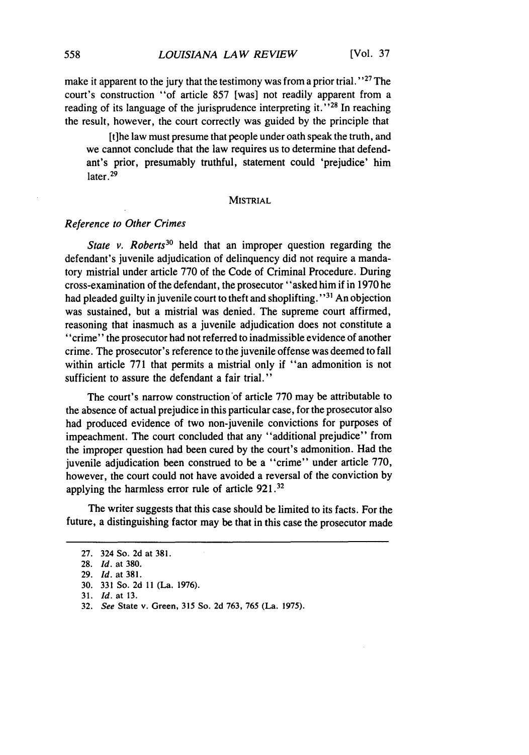make it apparent to the jury that the testimony was from a prior trial."[27] The court's construction "of article 857 [was] not readily apparent from a reading of its language of the jurisprudence interpreting it."[28] In reaching the result, however, the court correctly was guided by the principle that

> [t]he law must presume that people under oath speak the truth, and we cannot conclude that the law requires us to determine that defendant's prior, presumably truthful, statement could 'prejudice' him later.[29]

## MISTRIAL

### *Reference to Other Crimes*

*State v. Roberts*[30] held that an improper question regarding the defendant's juvenile adjudication of delinquency did not require a mandatory mistrial under article 770 of the Code of Criminal Procedure. During cross-examination of the defendant, the prosecutor "asked him if in 1970 he had pleaded guilty in juvenile court to theft and shoplifting."[31] An objection was sustained, but a mistrial was denied. The supreme court affirmed, reasoning that inasmuch as a juvenile adjudication does not constitute a "crime" the prosecutor had not referred to inadmissible evidence of another crime. The prosecutor's reference to the juvenile offense was deemed to fall within article 771 that permits a mistrial only if "an admonition is not sufficient to assure the defendant a fair trial."

The court's narrow construction of article 770 may be attributable to the absence of actual prejudice in this particular case, for the prosecutor also had produced evidence of two non-juvenile convictions for purposes of impeachment. The court concluded that any "additional prejudice" from the improper question had been cured by the court's admonition. Had the juvenile adjudication been construed to be a "crime" under article 770, however, the court could not have avoided a reversal of the conviction by applying the harmless error rule of article 921.[32]

The writer suggests that this case should be limited to its facts. For the future, a distinguishing factor may be that in this case the prosecutor made

---

27. 324 So. 2d at 381.
28. *Id.* at 380.
29. *Id.* at 381.
30. 331 So. 2d 11 (La. 1976).
31. *Id.* at 13.
32. *See* State v. Green, 315 So. 2d 763, 765 (La. 1975).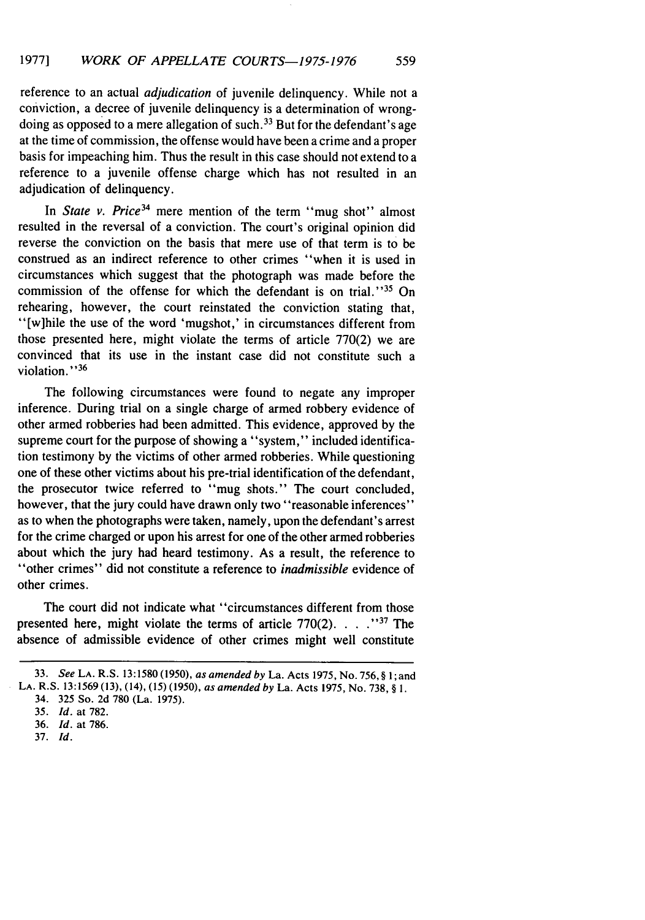reference to an actual *adjudication* of juvenile delinquency. While not a conviction, a decree of juvenile delinquency is a determination of wrongdoing as opposed to a mere allegation of such.[33] But for the defendant's age at the time of commission, the offense would have been a crime and a proper basis for impeaching him. Thus the result in this case should not extend to a reference to a juvenile offense charge which has not resulted in an adjudication of delinquency.

In *State v. Price*[34] mere mention of the term "mug shot" almost resulted in the reversal of a conviction. The court's original opinion did reverse the conviction on the basis that mere use of that term is to be construed as an indirect reference to other crimes "when it is used in circumstances which suggest that the photograph was made before the commission of the offense for which the defendant is on trial."[35] On rehearing, however, the court reinstated the conviction stating that, "[w]hile the use of the word 'mugshot,' in circumstances different from those presented here, might violate the terms of article 770(2) we are convinced that its use in the instant case did not constitute such a violation."[36]

The following circumstances were found to negate any improper inference. During trial on a single charge of armed robbery evidence of other armed robberies had been admitted. This evidence, approved by the supreme court for the purpose of showing a "system," included identification testimony by the victims of other armed robberies. While questioning one of these other victims about his pre-trial identification of the defendant, the prosecutor twice referred to "mug shots." The court concluded, however, that the jury could have drawn only two "reasonable inferences" as to when the photographs were taken, namely, upon the defendant's arrest for the crime charged or upon his arrest for one of the other armed robberies about which the jury had heard testimony. As a result, the reference to "other crimes" did not constitute a reference to *inadmissible* evidence of other crimes.

The court did not indicate what "circumstances different from those presented here, might violate the terms of article 770(2). . . ."[37] The absence of admissible evidence of other crimes might well constitute

---

33. *See* LA. R.S. 13:1580 (1950), *as amended by* La. Acts 1975, No. 756, § 1; and LA. R.S. 13:1569 (13), (14), (15) (1950), *as amended by* La. Acts 1975, No. 738, § 1.

34. 325 So. 2d 780 (La. 1975).

35. *Id.* at 782.

36. *Id.* at 786.

37. *Id.*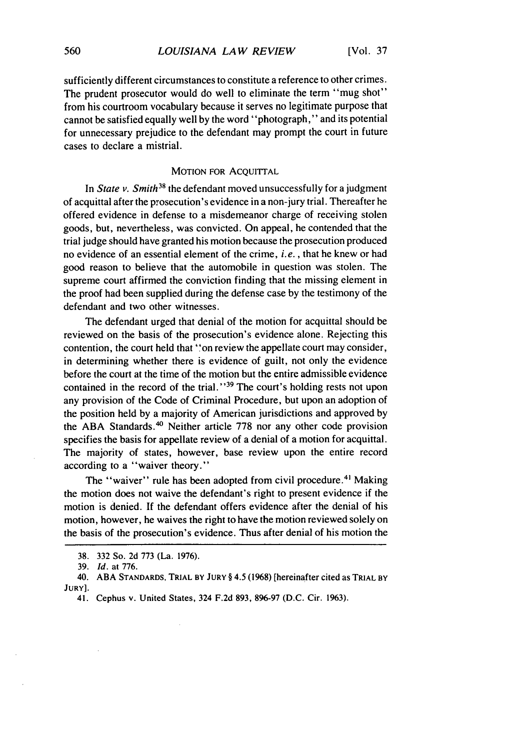sufficiently different circumstances to constitute a reference to other crimes. The prudent prosecutor would do well to eliminate the term "mug shot" from his courtroom vocabulary because it serves no legitimate purpose that cannot be satisfied equally well by the word "photograph," and its potential for unnecessary prejudice to the defendant may prompt the court in future cases to declare a mistrial.

### MOTION FOR ACQUITTAL

In *State v. Smith*[38] the defendant moved unsuccessfully for a judgment of acquittal after the prosecution's evidence in a non-jury trial. Thereafter he offered evidence in defense to a misdemeanor charge of receiving stolen goods, but, nevertheless, was convicted. On appeal, he contended that the trial judge should have granted his motion because the prosecution produced no evidence of an essential element of the crime, *i.e.*, that he knew or had good reason to believe that the automobile in question was stolen. The supreme court affirmed the conviction finding that the missing element in the proof had been supplied during the defense case by the testimony of the defendant and two other witnesses.

The defendant urged that denial of the motion for acquittal should be reviewed on the basis of the prosecution's evidence alone. Rejecting this contention, the court held that "on review the appellate court may consider, in determining whether there is evidence of guilt, not only the evidence before the court at the time of the motion but the entire admissible evidence contained in the record of the trial."[39] The court's holding rests not upon any provision of the Code of Criminal Procedure, but upon an adoption of the position held by a majority of American jurisdictions and approved by the ABA Standards.[40] Neither article 778 nor any other code provision specifies the basis for appellate review of a denial of a motion for acquittal. The majority of states, however, base review upon the entire record according to a "waiver theory."

The "waiver" rule has been adopted from civil procedure.[41] Making the motion does not waive the defendant's right to present evidence if the motion is denied. If the defendant offers evidence after the denial of his motion, however, he waives the right to have the motion reviewed solely on the basis of the prosecution's evidence. Thus after denial of his motion the

---

38. 332 So. 2d 773 (La. 1976).

39. *Id.* at 776.

40. ABA STANDARDS, TRIAL BY JURY § 4.5 (1968) [hereinafter cited as TRIAL BY JURY].

41. Cephus v. United States, 324 F.2d 893, 896-97 (D.C. Cir. 1963).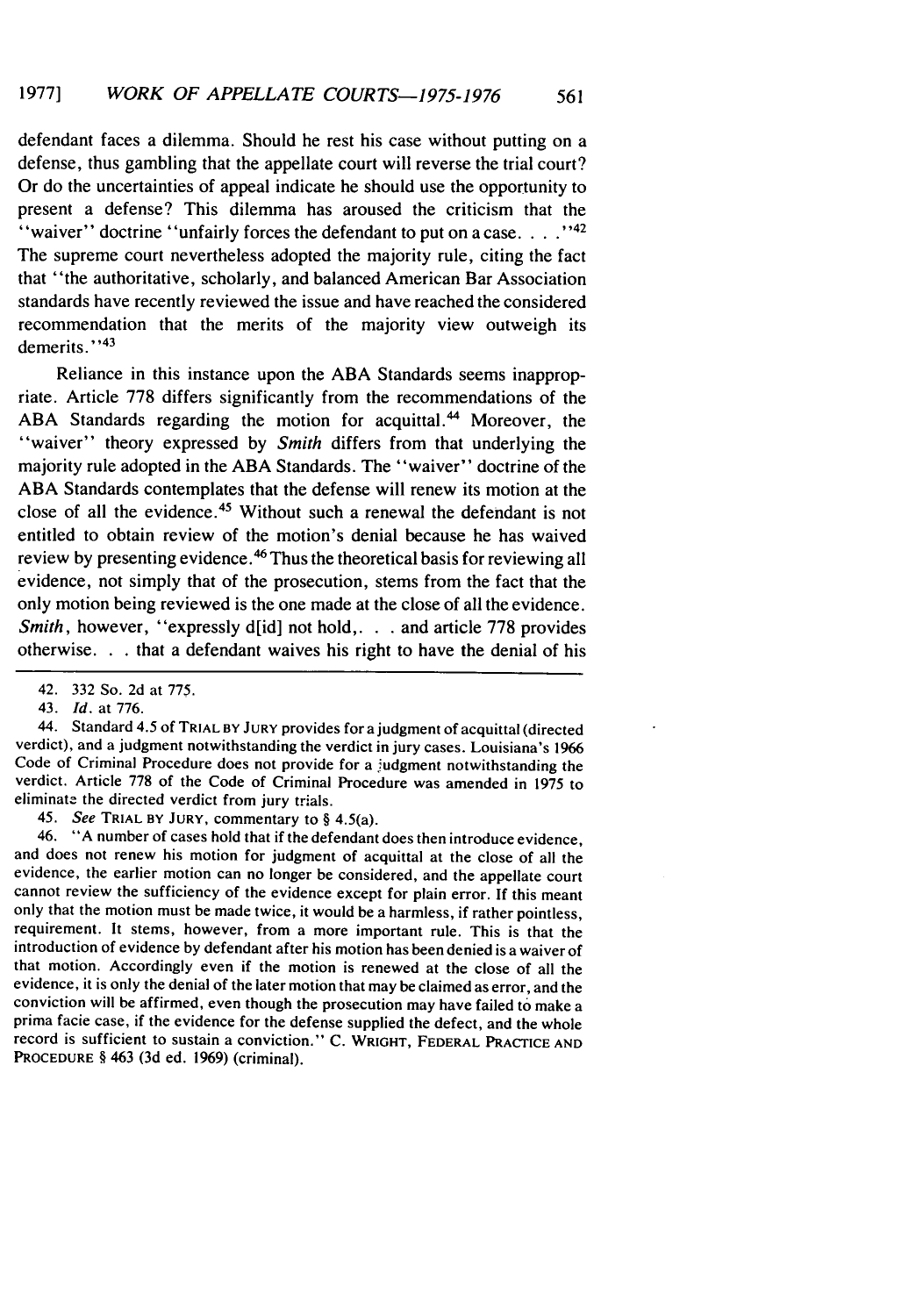defendant faces a dilemma. Should he rest his case without putting on a defense, thus gambling that the appellate court will reverse the trial court? Or do the uncertainties of appeal indicate he should use the opportunity to present a defense? This dilemma has aroused the criticism that the "waiver" doctrine "unfairly forces the defendant to put on a case. . . ."[42] The supreme court nevertheless adopted the majority rule, citing the fact that "the authoritative, scholarly, and balanced American Bar Association standards have recently reviewed the issue and have reached the considered recommendation that the merits of the majority view outweigh its demerits."[43]

Reliance in this instance upon the ABA Standards seems inappropriate. Article 778 differs significantly from the recommendations of the ABA Standards regarding the motion for acquittal.[44] Moreover, the "waiver" theory expressed by *Smith* differs from that underlying the majority rule adopted in the ABA Standards. The "waiver" doctrine of the ABA Standards contemplates that the defense will renew its motion at the close of all the evidence.[45] Without such a renewal the defendant is not entitled to obtain review of the motion's denial because he has waived review by presenting evidence.[46] Thus the theoretical basis for reviewing all evidence, not simply that of the prosecution, stems from the fact that the only motion being reviewed is the one made at the close of all the evidence. *Smith*, however, "expressly d[id] not hold,. . . and article 778 provides otherwise. . . that a defendant waives his right to have the denial of his

---

42. 332 So. 2d at 775.

43. *Id.* at 776.

44. Standard 4.5 of TRIAL BY JURY provides for a judgment of acquittal (directed verdict), and a judgment notwithstanding the verdict in jury cases. Louisiana's 1966 Code of Criminal Procedure does not provide for a judgment notwithstanding the verdict. Article 778 of the Code of Criminal Procedure was amended in 1975 to eliminate the directed verdict from jury trials.

45. *See* TRIAL BY JURY, commentary to § 4.5(a).

46. "A number of cases hold that if the defendant does then introduce evidence, and does not renew his motion for judgment of acquittal at the close of all the evidence, the earlier motion can no longer be considered, and the appellate court cannot review the sufficiency of the evidence except for plain error. If this meant only that the motion must be made twice, it would be a harmless, if rather pointless, requirement. It stems, however, from a more important rule. This is that the introduction of evidence by defendant after his motion has been denied is a waiver of that motion. Accordingly even if the motion is renewed at the close of all the evidence, it is only the denial of the later motion that may be claimed as error, and the conviction will be affirmed, even though the prosecution may have failed to make a prima facie case, if the evidence for the defense supplied the defect, and the whole record is sufficient to sustain a conviction." C. WRIGHT, FEDERAL PRACTICE AND PROCEDURE § 463 (3d ed. 1969) (criminal).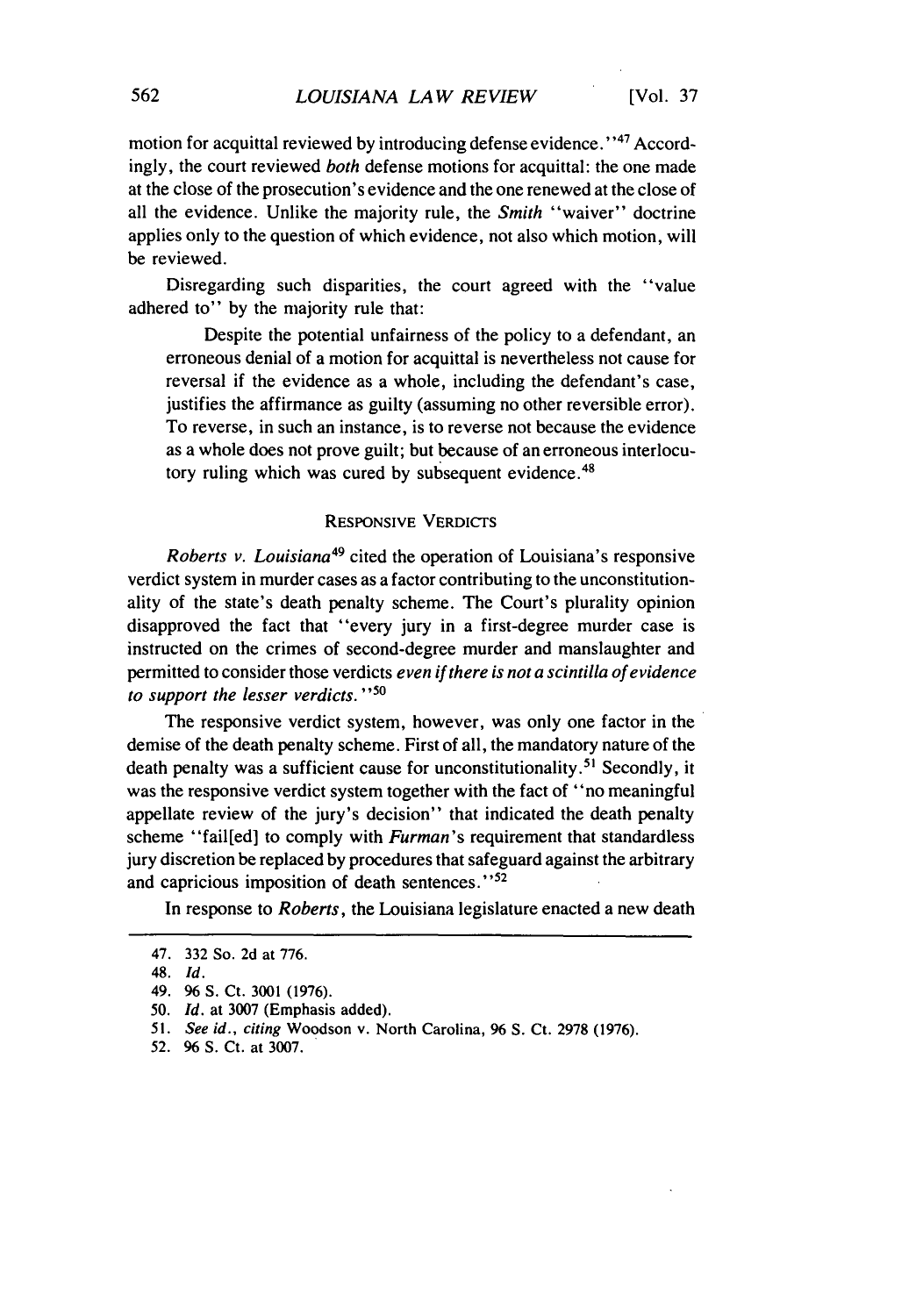motion for acquittal reviewed by introducing defense evidence."[47] Accordingly, the court reviewed *both* defense motions for acquittal: the one made at the close of the prosecution's evidence and the one renewed at the close of all the evidence. Unlike the majority rule, the *Smith* "waiver" doctrine applies only to the question of which evidence, not also which motion, will be reviewed.

Disregarding such disparities, the court agreed with the "value adhered to" by the majority rule that:

> Despite the potential unfairness of the policy to a defendant, an erroneous denial of a motion for acquittal is nevertheless not cause for reversal if the evidence as a whole, including the defendant's case, justifies the affirmance as guilty (assuming no other reversible error). To reverse, in such an instance, is to reverse not because the evidence as a whole does not prove guilt; but because of an erroneous interlocutory ruling which was cured by subsequent evidence.[48]

## RESPONSIVE VERDICTS

*Roberts v. Louisiana*[49] cited the operation of Louisiana's responsive verdict system in murder cases as a factor contributing to the unconstitutionality of the state's death penalty scheme. The Court's plurality opinion disapproved the fact that "every jury in a first-degree murder case is instructed on the crimes of second-degree murder and manslaughter and permitted to consider those verdicts *even if there is not a scintilla of evidence to support the lesser verdicts.*"[50]

The responsive verdict system, however, was only one factor in the demise of the death penalty scheme. First of all, the mandatory nature of the death penalty was a sufficient cause for unconstitutionality.[51] Secondly, it was the responsive verdict system together with the fact of "no meaningful appellate review of the jury's decision" that indicated the death penalty scheme "fail[ed] to comply with *Furman*'s requirement that standardless jury discretion be replaced by procedures that safeguard against the arbitrary and capricious imposition of death sentences."[52]

In response to *Roberts*, the Louisiana legislature enacted a new death

---

47. 332 So. 2d at 776.

48. *Id.*

49. 96 S. Ct. 3001 (1976).

50. *Id.* at 3007 (Emphasis added).

51. *See id., citing* Woodson v. North Carolina, 96 S. Ct. 2978 (1976).

52. 96 S. Ct. at 3007.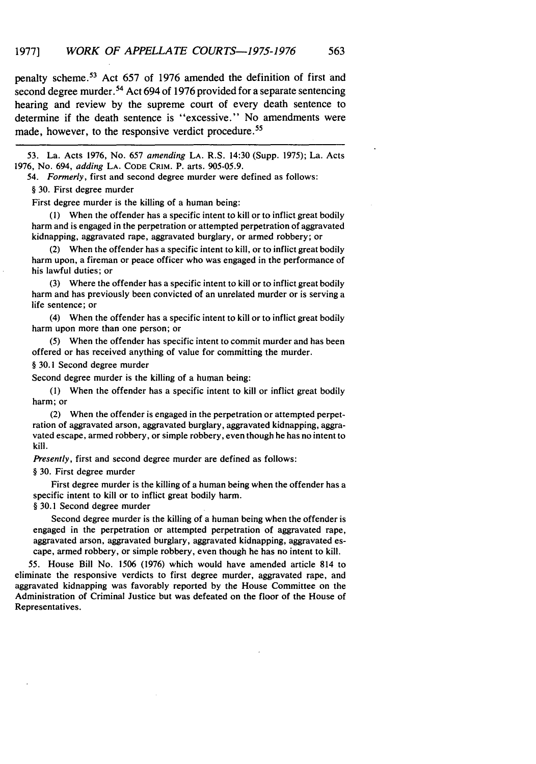penalty scheme.[53] Act 657 of 1976 amended the definition of first and second degree murder.[54] Act 694 of 1976 provided for a separate sentencing hearing and review by the supreme court of every death sentence to determine if the death sentence is "excessive." No amendments were made, however, to the responsive verdict procedure.[55]

---

53. La. Acts 1976, No. 657 *amending* LA. R.S. 14:30 (Supp. 1975); La. Acts 1976, No. 694, *adding* LA. CODE CRIM. P. arts. 905-05.9.

54. *Formerly*, first and second degree murder were defined as follows:

§ 30. First degree murder

First degree murder is the killing of a human being:

(1) When the offender has a specific intent to kill or to inflict great bodily harm and is engaged in the perpetration or attempted perpetration of aggravated kidnapping, aggravated rape, aggravated burglary, or armed robbery; or

(2) When the offender has a specific intent to kill, or to inflict great bodily harm upon, a fireman or peace officer who was engaged in the performance of his lawful duties; or

(3) Where the offender has a specific intent to kill or to inflict great bodily harm and has previously been convicted of an unrelated murder or is serving a life sentence; or

(4) When the offender has a specific intent to kill or to inflict great bodily harm upon more than one person; or

(5) When the offender has specific intent to commit murder and has been offered or has received anything of value for committing the murder.

§ 30.1 Second degree murder

Second degree murder is the killing of a human being:

(1) When the offender has a specific intent to kill or inflict great bodily harm; or

(2) When the offender is engaged in the perpetration or attempted perpetration of aggravated arson, aggravated burglary, aggravated kidnapping, aggravated escape, armed robbery, or simple robbery, even though he has no intent to kill.

*Presently*, first and second degree murder are defined as follows:

§ 30. First degree murder

First degree murder is the killing of a human being when the offender has a specific intent to kill or to inflict great bodily harm.

§ 30.1 Second degree murder

Second degree murder is the killing of a human being when the offender is engaged in the perpetration or attempted perpetration of aggravated rape, aggravated arson, aggravated burglary, aggravated kidnapping, aggravated escape, armed robbery, or simple robbery, even though he has no intent to kill.

55. House Bill No. 1506 (1976) which would have amended article 814 to eliminate the responsive verdicts to first degree murder, aggravated rape, and aggravated kidnapping was favorably reported by the House Committee on the Administration of Criminal Justice but was defeated on the floor of the House of Representatives.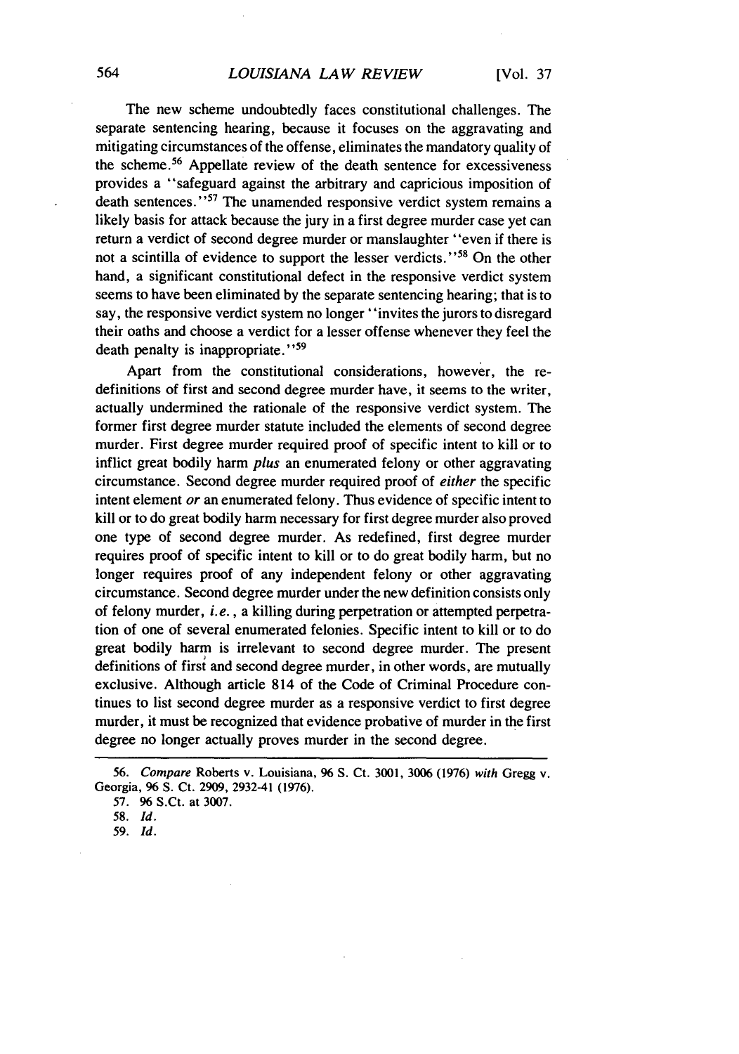The new scheme undoubtedly faces constitutional challenges. The separate sentencing hearing, because it focuses on the aggravating and mitigating circumstances of the offense, eliminates the mandatory quality of the scheme.[56] Appellate review of the death sentence for excessiveness provides a "safeguard against the arbitrary and capricious imposition of death sentences."[57] The unamended responsive verdict system remains a likely basis for attack because the jury in a first degree murder case yet can return a verdict of second degree murder or manslaughter "even if there is not a scintilla of evidence to support the lesser verdicts."[58] On the other hand, a significant constitutional defect in the responsive verdict system seems to have been eliminated by the separate sentencing hearing; that is to say, the responsive verdict system no longer "invites the jurors to disregard their oaths and choose a verdict for a lesser offense whenever they feel the death penalty is inappropriate."[59]

Apart from the constitutional considerations, however, the redefinitions of first and second degree murder have, it seems to the writer, actually undermined the rationale of the responsive verdict system. The former first degree murder statute included the elements of second degree murder. First degree murder required proof of specific intent to kill or to inflict great bodily harm *plus* an enumerated felony or other aggravating circumstance. Second degree murder required proof of *either* the specific intent element *or* an enumerated felony. Thus evidence of specific intent to kill or to do great bodily harm necessary for first degree murder also proved one type of second degree murder. As redefined, first degree murder requires proof of specific intent to kill or to do great bodily harm, but no longer requires proof of any independent felony or other aggravating circumstance. Second degree murder under the new definition consists only of felony murder, *i.e.*, a killing during perpetration or attempted perpetration of one of several enumerated felonies. Specific intent to kill or to do great bodily harm is irrelevant to second degree murder. The present definitions of first and second degree murder, in other words, are mutually exclusive. Although article 814 of the Code of Criminal Procedure continues to list second degree murder as a responsive verdict to first degree murder, it must be recognized that evidence probative of murder in the first degree no longer actually proves murder in the second degree.

---

56. *Compare* Roberts v. Louisiana, 96 S. Ct. 3001, 3006 (1976) *with* Gregg v. Georgia, 96 S. Ct. 2909, 2932-41 (1976).

57. 96 S.Ct. at 3007.

58. *Id.*

59. *Id.*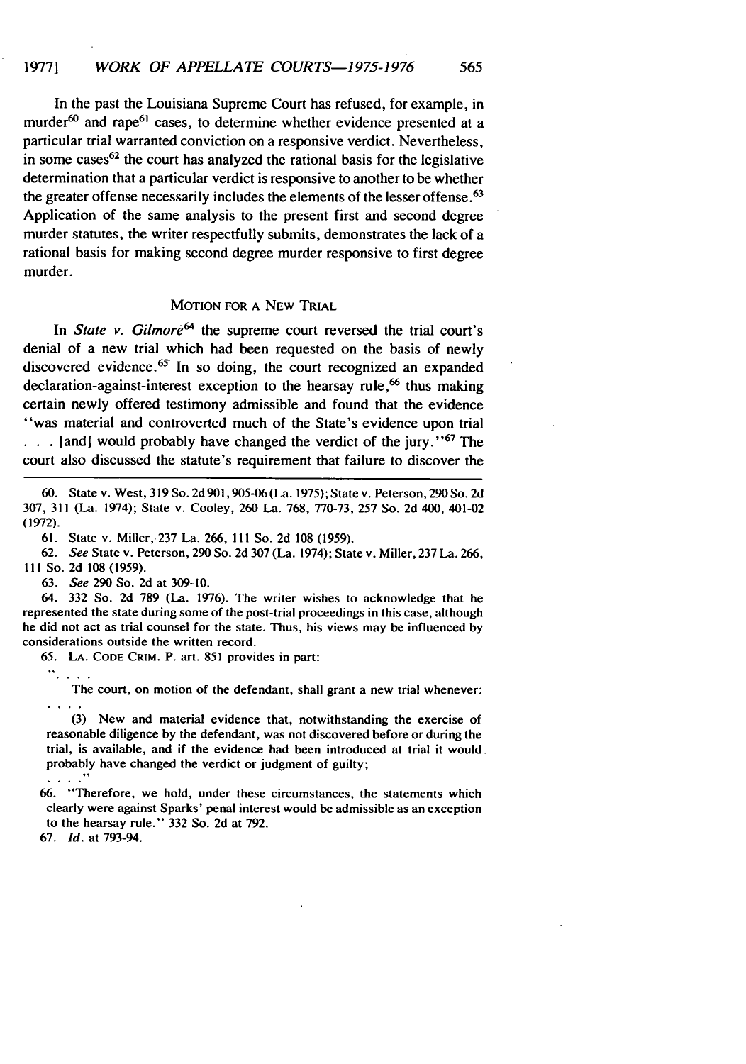In the past the Louisiana Supreme Court has refused, for example, in murder[60] and rape[61] cases, to determine whether evidence presented at a particular trial warranted conviction on a responsive verdict. Nevertheless, in some cases[62] the court has analyzed the rational basis for the legislative determination that a particular verdict is responsive to another to be whether the greater offense necessarily includes the elements of the lesser offense.[63] Application of the same analysis to the present first and second degree murder statutes, the writer respectfully submits, demonstrates the lack of a rational basis for making second degree murder responsive to first degree murder.

## MOTION FOR A NEW TRIAL

In *State v. Gilmore*[64] the supreme court reversed the trial court's denial of a new trial which had been requested on the basis of newly discovered evidence.[65] In so doing, the court recognized an expanded declaration-against-interest exception to the hearsay rule,[66] thus making certain newly offered testimony admissible and found that the evidence "was material and controverted much of the State's evidence upon trial . . . [and] would probably have changed the verdict of the jury."[67] The court also discussed the statute's requirement that failure to discover the

---

60. State v. West, 319 So. 2d 901, 905-06 (La. 1975); State v. Peterson, 290 So. 2d 307, 311 (La. 1974); State v. Cooley, 260 La. 768, 770-73, 257 So. 2d 400, 401-02 (1972).

61. State v. Miller, 237 La. 266, 111 So. 2d 108 (1959).

62. *See* State v. Peterson, 290 So. 2d 307 (La. 1974); State v. Miller, 237 La. 266, 111 So. 2d 108 (1959).

63. *See* 290 So. 2d at 309-10.

64. 332 So. 2d 789 (La. 1976). The writer wishes to acknowledge that he represented the state during some of the post-trial proceedings in this case, although he did not act as trial counsel for the state. Thus, his views may be influenced by considerations outside the written record.

65. LA. CODE CRIM. P. art. 851 provides in part:

> ". . . .
>
> The court, on motion of the defendant, shall grant a new trial whenever:
>
> . . . .
>
> (3) New and material evidence that, notwithstanding the exercise of reasonable diligence by the defendant, was not discovered before or during the trial, is available, and if the evidence had been introduced at trial it would probably have changed the verdict or judgment of guilty;
>
> . . . ."

66. "Therefore, we hold, under these circumstances, the statements which clearly were against Sparks' penal interest would be admissible as an exception to the hearsay rule." 332 So. 2d at 792.

67. *Id.* at 793-94.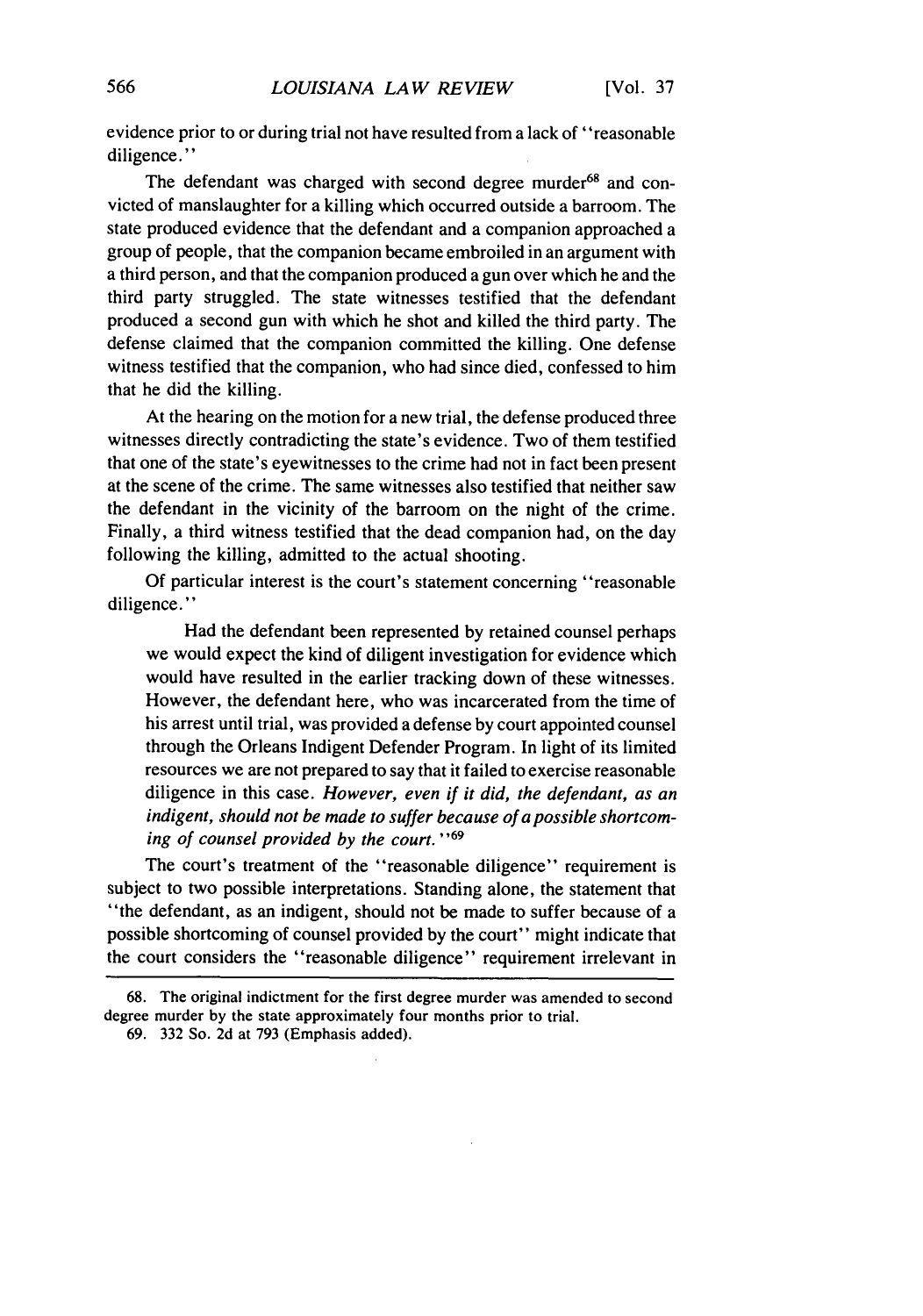evidence prior to or during trial not have resulted from a lack of "reasonable diligence."

The defendant was charged with second degree murder[68] and convicted of manslaughter for a killing which occurred outside a barroom. The state produced evidence that the defendant and a companion approached a group of people, that the companion became embroiled in an argument with a third person, and that the companion produced a gun over which he and the third party struggled. The state witnesses testified that the defendant produced a second gun with which he shot and killed the third party. The defense claimed that the companion committed the killing. One defense witness testified that the companion, who had since died, confessed to him that he did the killing.

At the hearing on the motion for a new trial, the defense produced three witnesses directly contradicting the state's evidence. Two of them testified that one of the state's eyewitnesses to the crime had not in fact been present at the scene of the crime. The same witnesses also testified that neither saw the defendant in the vicinity of the barroom on the night of the crime. Finally, a third witness testified that the dead companion had, on the day following the killing, admitted to the actual shooting.

Of particular interest is the court's statement concerning "reasonable diligence."

> Had the defendant been represented by retained counsel perhaps we would expect the kind of diligent investigation for evidence which would have resulted in the earlier tracking down of these witnesses. However, the defendant here, who was incarcerated from the time of his arrest until trial, was provided a defense by court appointed counsel through the Orleans Indigent Defender Program. In light of its limited resources we are not prepared to say that it failed to exercise reasonable diligence in this case. *However, even if it did, the defendant, as an indigent, should not be made to suffer because of a possible shortcoming of counsel provided by the court.*"[69]

The court's treatment of the "reasonable diligence" requirement is subject to two possible interpretations. Standing alone, the statement that "the defendant, as an indigent, should not be made to suffer because of a possible shortcoming of counsel provided by the court" might indicate that the court considers the "reasonable diligence" requirement irrelevant in

---

68. The original indictment for the first degree murder was amended to second degree murder by the state approximately four months prior to trial.

69. 332 So. 2d at 793 (Emphasis added).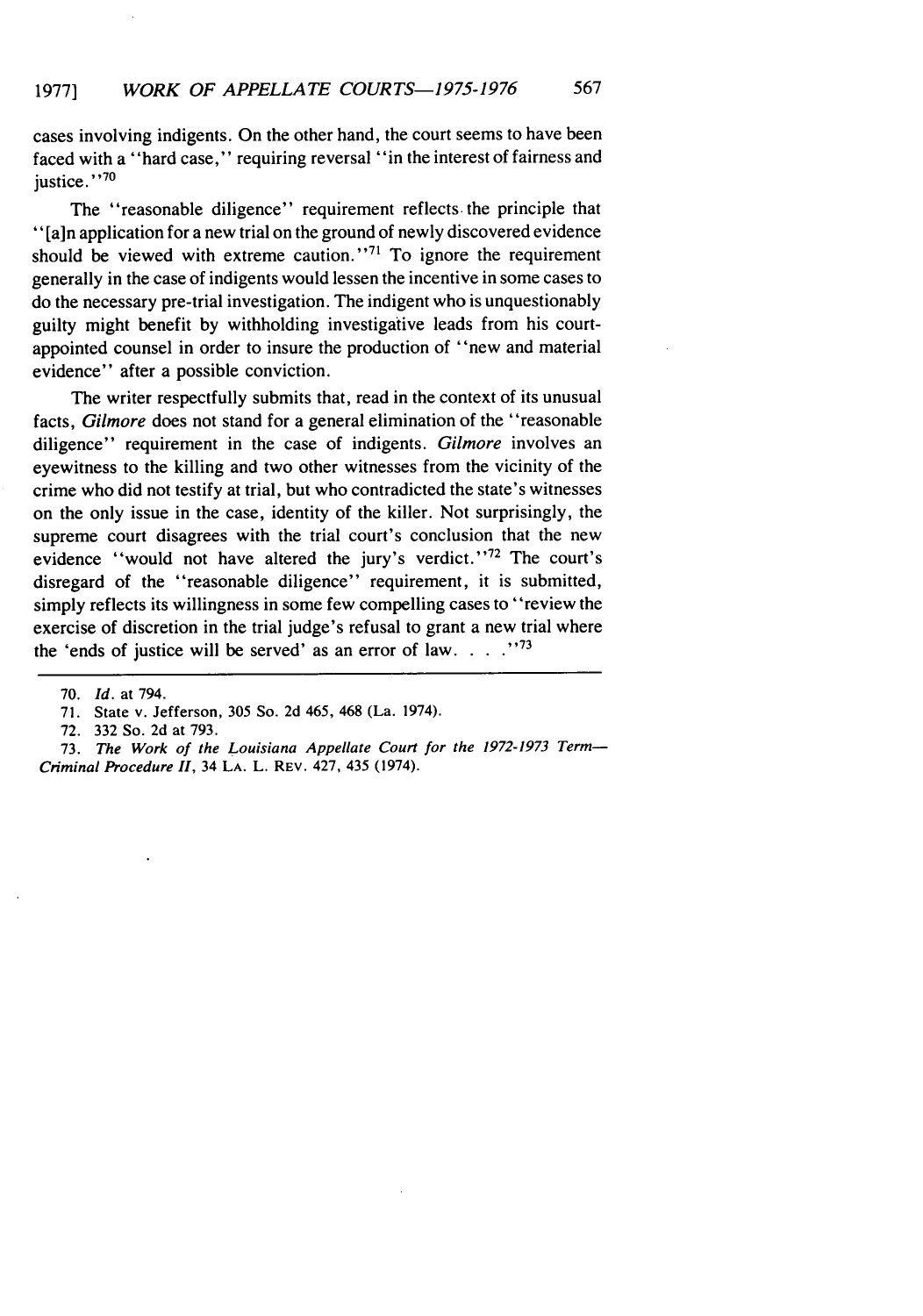cases involving indigents. On the other hand, the court seems to have been faced with a "hard case," requiring reversal "in the interest of fairness and justice."[70]

The "reasonable diligence" requirement reflects the principle that "[a]n application for a new trial on the ground of newly discovered evidence should be viewed with extreme caution."[71] To ignore the requirement generally in the case of indigents would lessen the incentive in some cases to do the necessary pre-trial investigation. The indigent who is unquestionably guilty might benefit by withholding investigative leads from his court-appointed counsel in order to insure the production of "new and material evidence" after a possible conviction.

The writer respectfully submits that, read in the context of its unusual facts, *Gilmore* does not stand for a general elimination of the "reasonable diligence" requirement in the case of indigents. *Gilmore* involves an eyewitness to the killing and two other witnesses from the vicinity of the crime who did not testify at trial, but who contradicted the state's witnesses on the only issue in the case, identity of the killer. Not surprisingly, the supreme court disagrees with the trial court's conclusion that the new evidence "would not have altered the jury's verdict."[72] The court's disregard of the "reasonable diligence" requirement, it is submitted, simply reflects its willingness in some few compelling cases to "review the exercise of discretion in the trial judge's refusal to grant a new trial where the 'ends of justice will be served' as an error of law. . . ."[73]

---

70. *Id.* at 794.

71. State v. Jefferson, 305 So. 2d 465, 468 (La. 1974).

72. 332 So. 2d at 793.

73. *The Work of the Louisiana Appellate Court for the 1972-1973 Term—Criminal Procedure II*, 34 LA. L. REV. 427, 435 (1974).